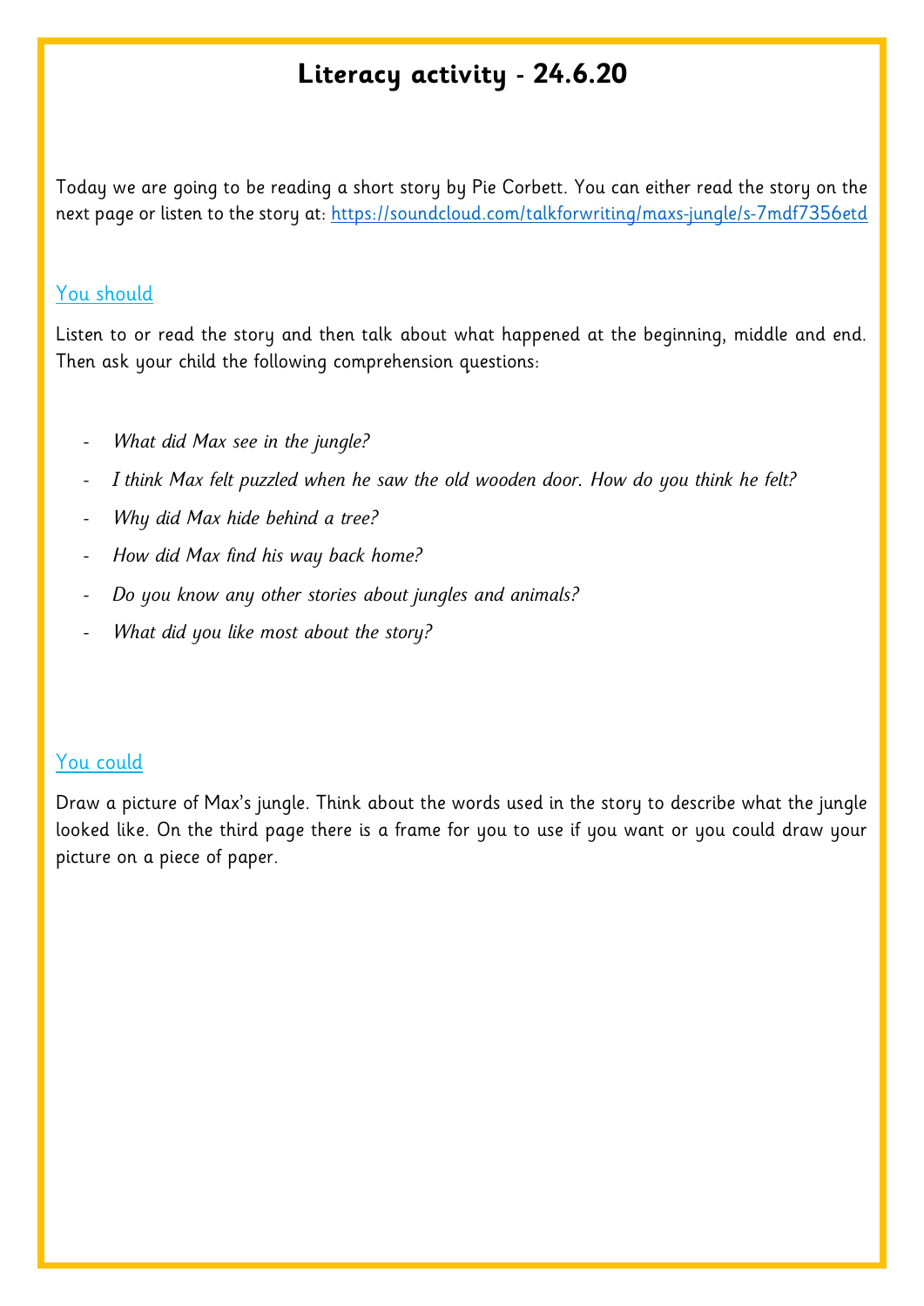# Literacy activity - 24.6.20

Today we are going to be reading a short story by Pie Corbett. You can either read the story on the next page or listen to the story at: [https://soundcloud.com/talkforwriting/maxs-jungle/s-7mdf7356etd](https://soundcloud.com/talkforwriting/maxs-jungle/s-7mdf7356etd)

## You should

Listen to or read the story and then talk about what happened at the beginning, middle and end. Then ask your child the following comprehension questions:

- *What did Max see in the jungle?*
- *I think Max felt puzzled when he saw the old wooden door. How do you think he felt?*
- *Why did Max hide behind a tree?*
- *How did Max find his way back home?*
- *Do you know any other stories about jungles and animals?*
- *What did you like most about the story?*

## You could

Draw a picture of Max's jungle. Think about the words used in the story to describe what the jungle looked like. On the third page there is a frame for you to use if you want or you could draw your picture on a piece of paper.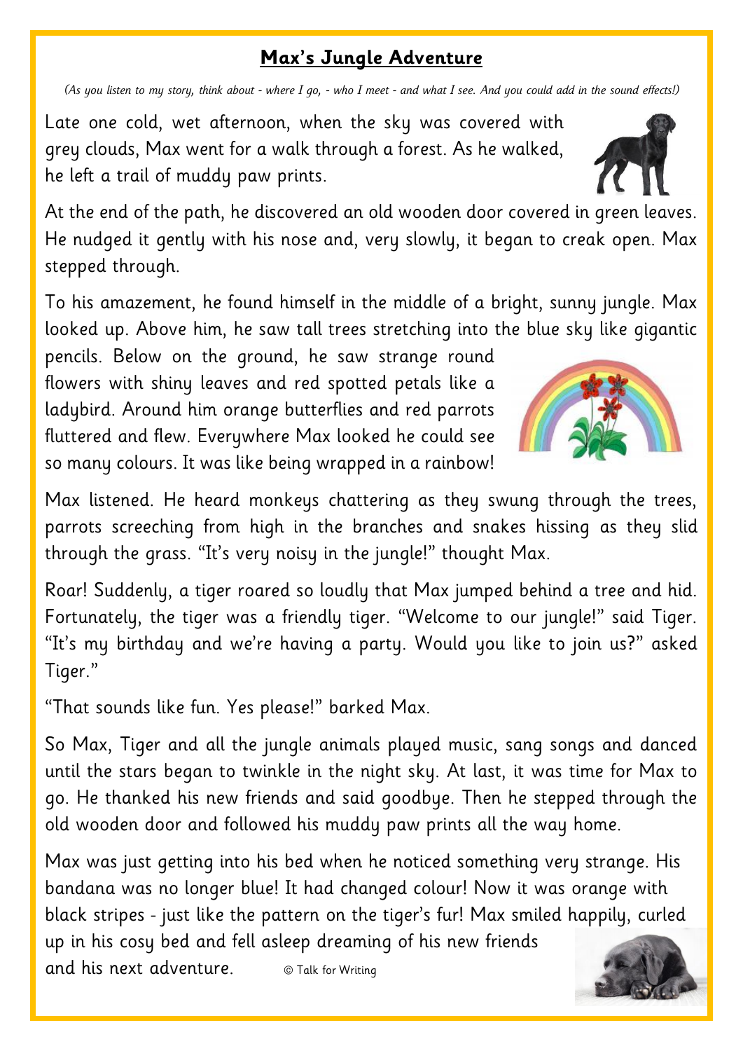# Max's Jungle Adventure

*(As you listen to my story, think about - where I go, - who I meet - and what I see. And you could add in the sound effects!)*

Late one cold, wet afternoon, when the sky was covered with grey clouds, Max went for a walk through a forest. As he walked, he left a trail of muddy paw prints.

At the end of the path, he discovered an old wooden door covered in green leaves. He nudged it gently with his nose and, very slowly, it began to creak open. Max stepped through.

To his amazement, he found himself in the middle of a bright, sunny jungle. Max looked up. Above him, he saw tall trees stretching into the blue sky like gigantic pencils. Below on the ground, he saw strange round flowers with shiny leaves and red spotted petals like a ladybird. Around him orange butterflies and red parrots fluttered and flew. Everywhere Max looked he could see so many colours. It was like being wrapped in a rainbow!

Max listened. He heard monkeys chattering as they swung through the trees, parrots screeching from high in the branches and snakes hissing as they slid through the grass. "It's very noisy in the jungle!" thought Max.

Roar! Suddenly, a tiger roared so loudly that Max jumped behind a tree and hid. Fortunately, the tiger was a friendly tiger. "Welcome to our jungle!" said Tiger. "It's my birthday and we're having a party. Would you like to join us?" asked Tiger."

"That sounds like fun. Yes please!" barked Max.

So Max, Tiger and all the jungle animals played music, sang songs and danced until the stars began to twinkle in the night sky. At last, it was time for Max to go. He thanked his new friends and said goodbye. Then he stepped through the old wooden door and followed his muddy paw prints all the way home.

Max was just getting into his bed when he noticed something very strange. His bandana was no longer blue! It had changed colour! Now it was orange with black stripes - just like the pattern on the tiger's fur! Max smiled happily, curled up in his cosy bed and fell asleep dreaming of his new friends and his next adventure.

© Talk for Writing